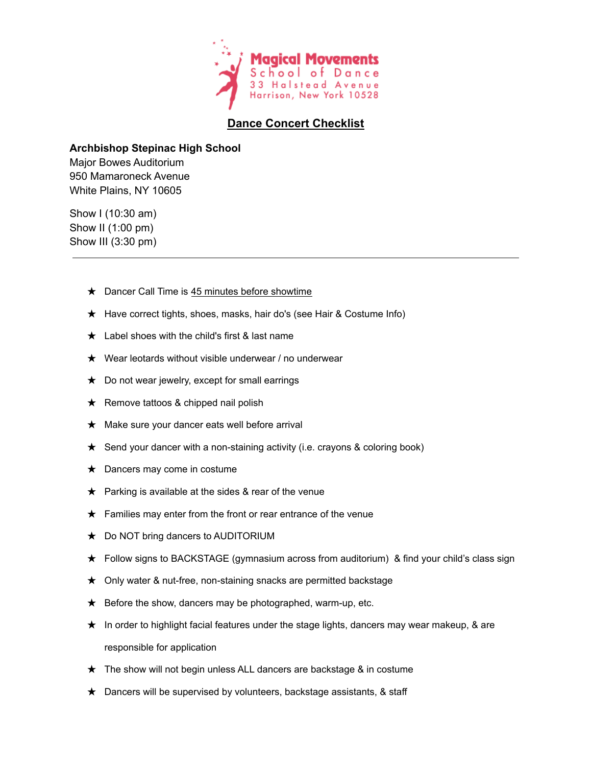**Magical Movements**
School of Dance
33 Halstead Avenue
Harrison, New York 10528

# Dance Concert Checklist

**Archbishop Stepinac High School**
Major Bowes Auditorium
950 Mamaroneck Avenue
White Plains, NY 10605

Show I (10:30 am)
Show II (1:00 pm)
Show III (3:30 pm)

---

- ★ Dancer Call Time is 45 minutes before showtime
- ★ Have correct tights, shoes, masks, hair do's (see Hair & Costume Info)
- ★ Label shoes with the child's first & last name
- ★ Wear leotards without visible underwear / no underwear
- ★ Do not wear jewelry, except for small earrings
- ★ Remove tattoos & chipped nail polish
- ★ Make sure your dancer eats well before arrival
- ★ Send your dancer with a non-staining activity (i.e. crayons & coloring book)
- ★ Dancers may come in costume
- ★ Parking is available at the sides & rear of the venue
- ★ Families may enter from the front or rear entrance of the venue
- ★ Do NOT bring dancers to AUDITORIUM
- ★ Follow signs to BACKSTAGE (gymnasium across from auditorium) & find your child's class sign
- ★ Only water & nut-free, non-staining snacks are permitted backstage
- ★ Before the show, dancers may be photographed, warm-up, etc.
- ★ In order to highlight facial features under the stage lights, dancers may wear makeup, & are responsible for application
- ★ The show will not begin unless ALL dancers are backstage & in costume
- ★ Dancers will be supervised by volunteers, backstage assistants, & staff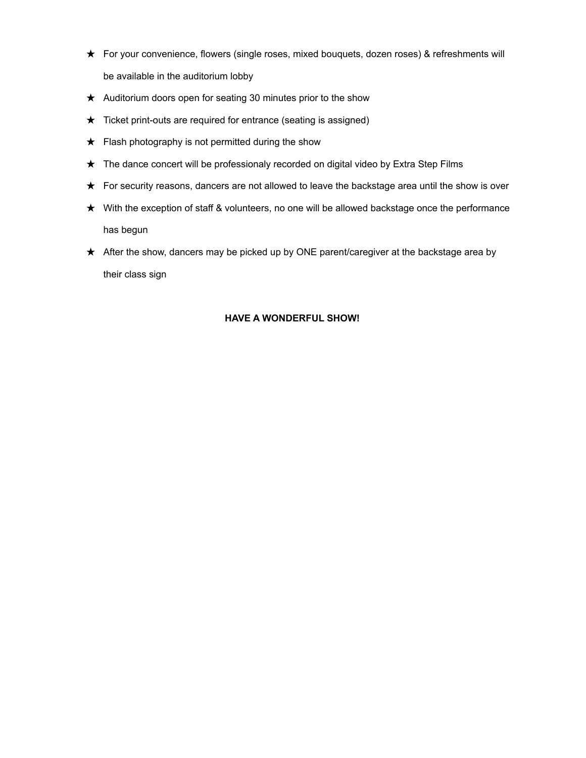- ★ For your convenience, flowers (single roses, mixed bouquets, dozen roses) & refreshments will be available in the auditorium lobby
- ★ Auditorium doors open for seating 30 minutes prior to the show
- ★ Ticket print-outs are required for entrance (seating is assigned)
- ★ Flash photography is not permitted during the show
- ★ The dance concert will be professionaly recorded on digital video by Extra Step Films
- ★ For security reasons, dancers are not allowed to leave the backstage area until the show is over
- ★ With the exception of staff & volunteers, no one will be allowed backstage once the performance has begun
- ★ After the show, dancers may be picked up by ONE parent/caregiver at the backstage area by their class sign

**HAVE A WONDERFUL SHOW!**